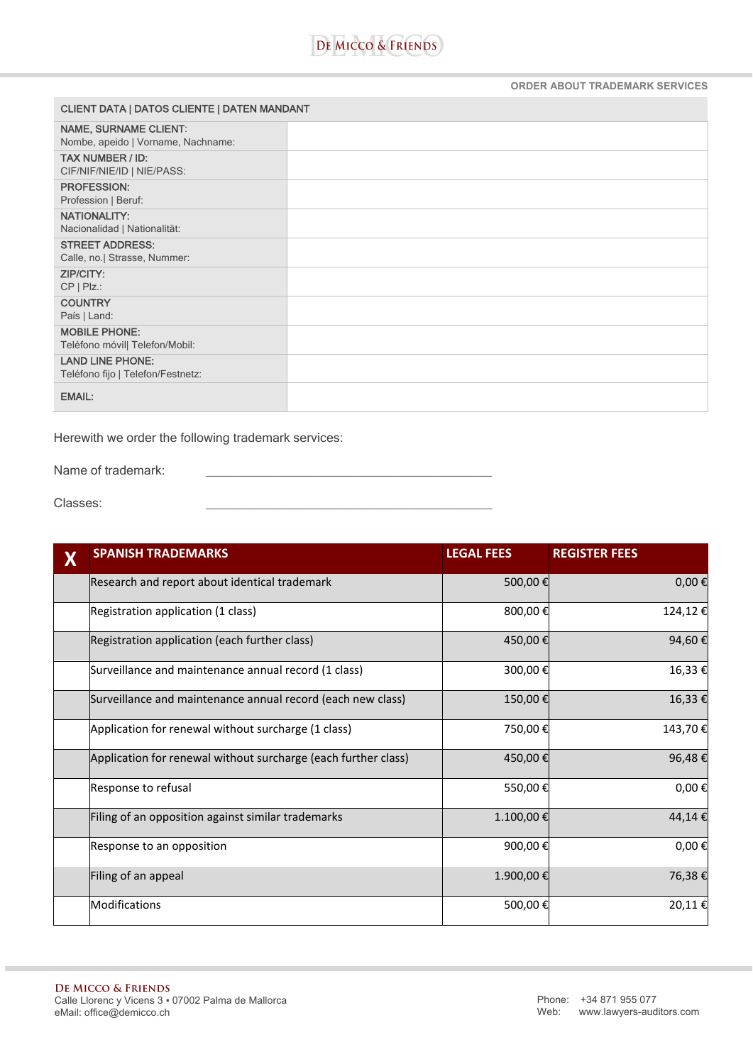ORDER ABOUT TRADEMARK SERVICES

| CLIENT DATA \| DATOS CLIENTE \| DATEN MANDANT | |
|---|---|
| NAME, SURNAME CLIENT: Nombe, apeido \| Vorname, Nachname: | |
| TAX NUMBER / ID: CIF/NIF/NIE/ID \| NIE/PASS: | |
| PROFESSION: Profession \| Beruf: | |
| NATIONALITY: Nacionalidad \| Nationalität: | |
| STREET ADDRESS: Calle, no.\| Strasse, Nummer: | |
| ZIP/CITY: CP \| Plz.: | |
| COUNTRY País \| Land: | |
| MOBILE PHONE: Teléfono móvil\| Telefon/Mobil: | |
| LAND LINE PHONE: Teléfono fijo \| Telefon/Festnetz: | |
| EMAIL: | |

Herewith we order the following trademark services:

Name of trademark: ____________________________________________

Classes: ____________________________________________

| X | SPANISH TRADEMARKS | LEGAL FEES | REGISTER FEES |
|---|---|---|---|
| | Research and report about identical trademark | 500,00 € | 0,00 € |
| | Registration application (1 class) | 800,00 € | 124,12 € |
| | Registration application (each further class) | 450,00 € | 94,60 € |
| | Surveillance and maintenance annual record (1 class) | 300,00 € | 16,33 € |
| | Surveillance and maintenance annual record (each new class) | 150,00 € | 16,33 € |
| | Application for renewal without surcharge (1 class) | 750,00 € | 143,70 € |
| | Application for renewal without surcharge (each further class) | 450,00 € | 96,48 € |
| | Response to refusal | 550,00 € | 0,00 € |
| | Filing of an opposition against similar trademarks | 1.100,00 € | 44,14 € |
| | Response to an opposition | 900,00 € | 0,00 € |
| | Filing of an appeal | 1.900,00 € | 76,38 € |
| | Modifications | 500,00 € | 20,11 € |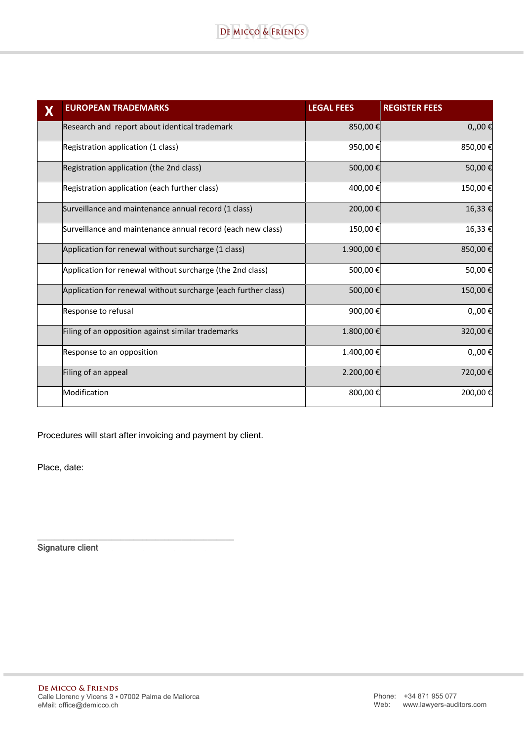| X | EUROPEAN TRADEMARKS | LEGAL FEES | REGISTER FEES |
|---|---|---|---|
| | Research and report about identical trademark | 850,00 € | 0,,00 € |
| | Registration application (1 class) | 950,00 € | 850,00 € |
| | Registration application (the 2nd class) | 500,00 € | 50,00 € |
| | Registration application (each further class) | 400,00 € | 150,00 € |
| | Surveillance and maintenance annual record (1 class) | 200,00 € | 16,33 € |
| | Surveillance and maintenance annual record (each new class) | 150,00 € | 16,33 € |
| | Application for renewal without surcharge (1 class) | 1.900,00 € | 850,00 € |
| | Application for renewal without surcharge (the 2nd class) | 500,00 € | 50,00 € |
| | Application for renewal without surcharge (each further class) | 500,00 € | 150,00 € |
| | Response to refusal | 900,00 € | 0,,00 € |
| | Filing of an opposition against similar trademarks | 1.800,00 € | 320,00 € |
| | Response to an opposition | 1.400,00 € | 0,,00 € |
| | Filing of an appeal | 2.200,00 € | 720,00 € |
| | Modification | 800,00 € | 200,00 € |

Procedures will start after invoicing and payment by client.

Place, date:

Signature client